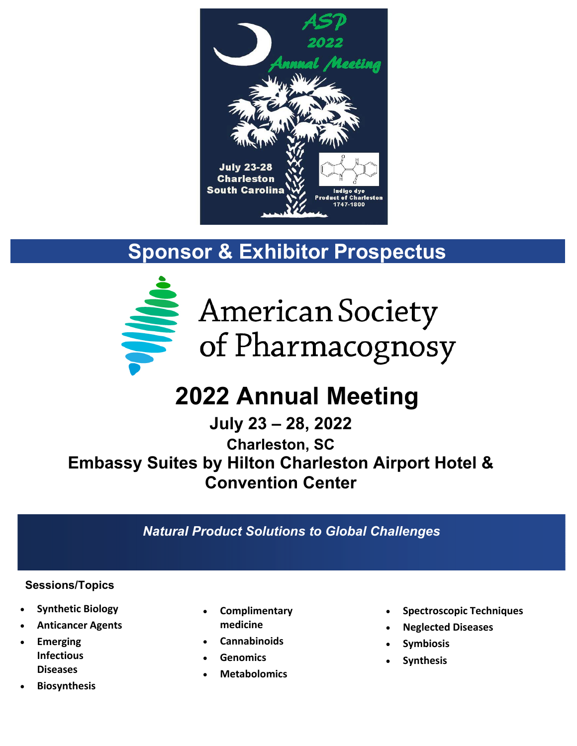ASP 2022 Annual Meeting

July 23-28
Charleston
South Carolina

Indigo dye
Product of Charleston
1747-1800

## Sponsor & Exhibitor Prospectus

American Society of Pharmacognosy

# 2022 Annual Meeting

**July 23 – 28, 2022**

**Charleston, SC**

**Embassy Suites by Hilton Charleston Airport Hotel & Convention Center**

***Natural Product Solutions to Global Challenges***

**Sessions/Topics**

- **Synthetic Biology**
- **Anticancer Agents**
- **Emerging Infectious Diseases**
- **Biosynthesis**
- **Complimentary medicine**
- **Cannabinoids**
- **Genomics**
- **Metabolomics**
- **Spectroscopic Techniques**
- **Neglected Diseases**
- **Symbiosis**
- **Synthesis**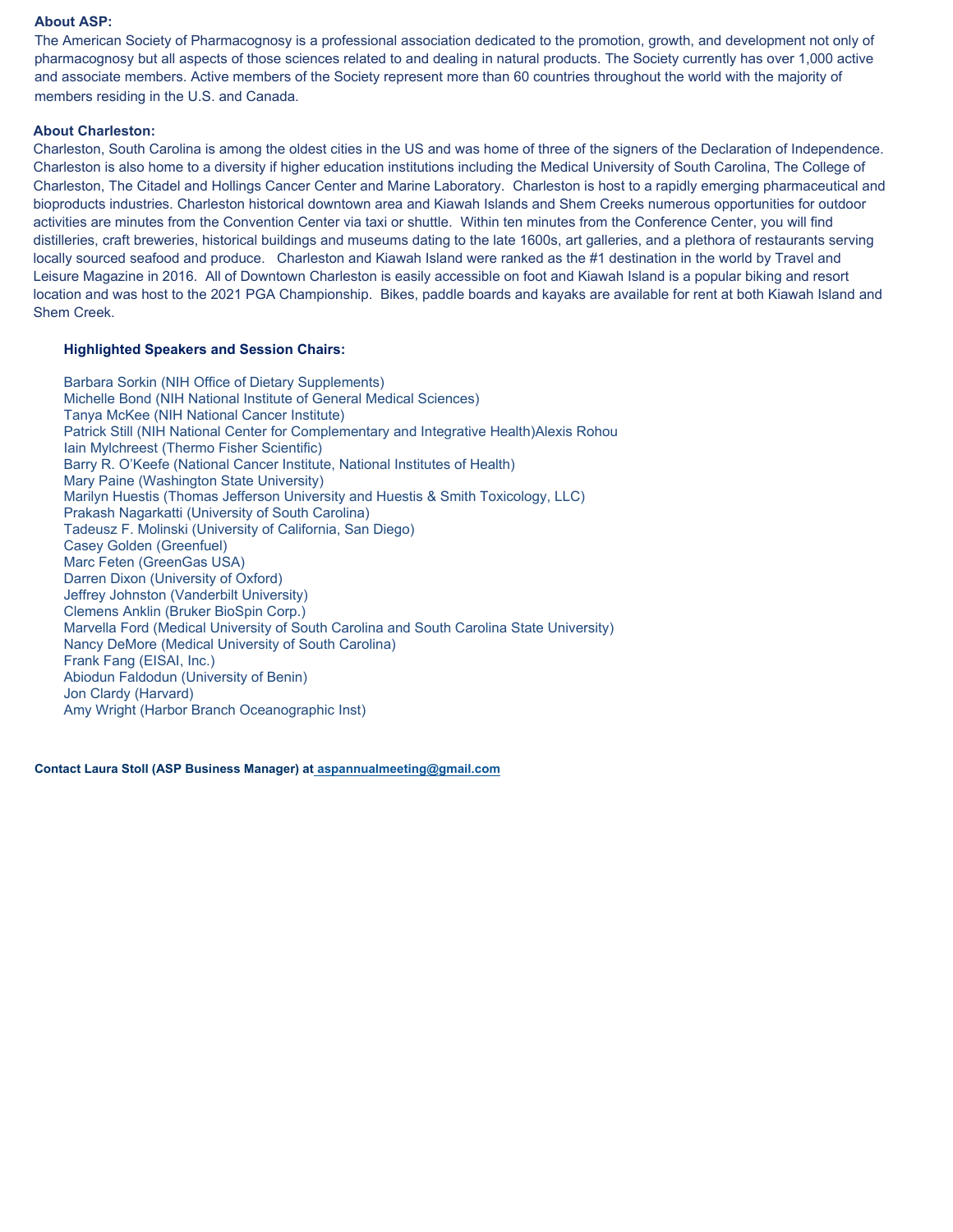**About ASP:**

The American Society of Pharmacognosy is a professional association dedicated to the promotion, growth, and development not only of pharmacognosy but all aspects of those sciences related to and dealing in natural products. The Society currently has over 1,000 active and associate members. Active members of the Society represent more than 60 countries throughout the world with the majority of members residing in the U.S. and Canada.

**About Charleston:**

Charleston, South Carolina is among the oldest cities in the US and was home of three of the signers of the Declaration of Independence. Charleston is also home to a diversity if higher education institutions including the Medical University of South Carolina, The College of Charleston, The Citadel and Hollings Cancer Center and Marine Laboratory. Charleston is host to a rapidly emerging pharmaceutical and bioproducts industries. Charleston historical downtown area and Kiawah Islands and Shem Creeks numerous opportunities for outdoor activities are minutes from the Convention Center via taxi or shuttle. Within ten minutes from the Conference Center, you will find distilleries, craft breweries, historical buildings and museums dating to the late 1600s, art galleries, and a plethora of restaurants serving locally sourced seafood and produce. Charleston and Kiawah Island were ranked as the #1 destination in the world by Travel and Leisure Magazine in 2016. All of Downtown Charleston is easily accessible on foot and Kiawah Island is a popular biking and resort location and was host to the 2021 PGA Championship. Bikes, paddle boards and kayaks are available for rent at both Kiawah Island and Shem Creek.

**Highlighted Speakers and Session Chairs:**

Barbara Sorkin (NIH Office of Dietary Supplements)
Michelle Bond (NIH National Institute of General Medical Sciences)
Tanya McKee (NIH National Cancer Institute)
Patrick Still (NIH National Center for Complementary and Integrative Health)Alexis Rohou
Iain Mylchreest (Thermo Fisher Scientific)
Barry R. O'Keefe (National Cancer Institute, National Institutes of Health)
Mary Paine (Washington State University)
Marilyn Huestis (Thomas Jefferson University and Huestis & Smith Toxicology, LLC)
Prakash Nagarkatti (University of South Carolina)
Tadeusz F. Molinski (University of California, San Diego)
Casey Golden (Greenfuel)
Marc Feten (GreenGas USA)
Darren Dixon (University of Oxford)
Jeffrey Johnston (Vanderbilt University)
Clemens Anklin (Bruker BioSpin Corp.)
Marvella Ford (Medical University of South Carolina and South Carolina State University)
Nancy DeMore (Medical University of South Carolina)
Frank Fang (EISAI, Inc.)
Abiodun Faldodun (University of Benin)
Jon Clardy (Harvard)
Amy Wright (Harbor Branch Oceanographic Inst)

**Contact Laura Stoll (ASP Business Manager) at aspannualmeeting@gmail.com**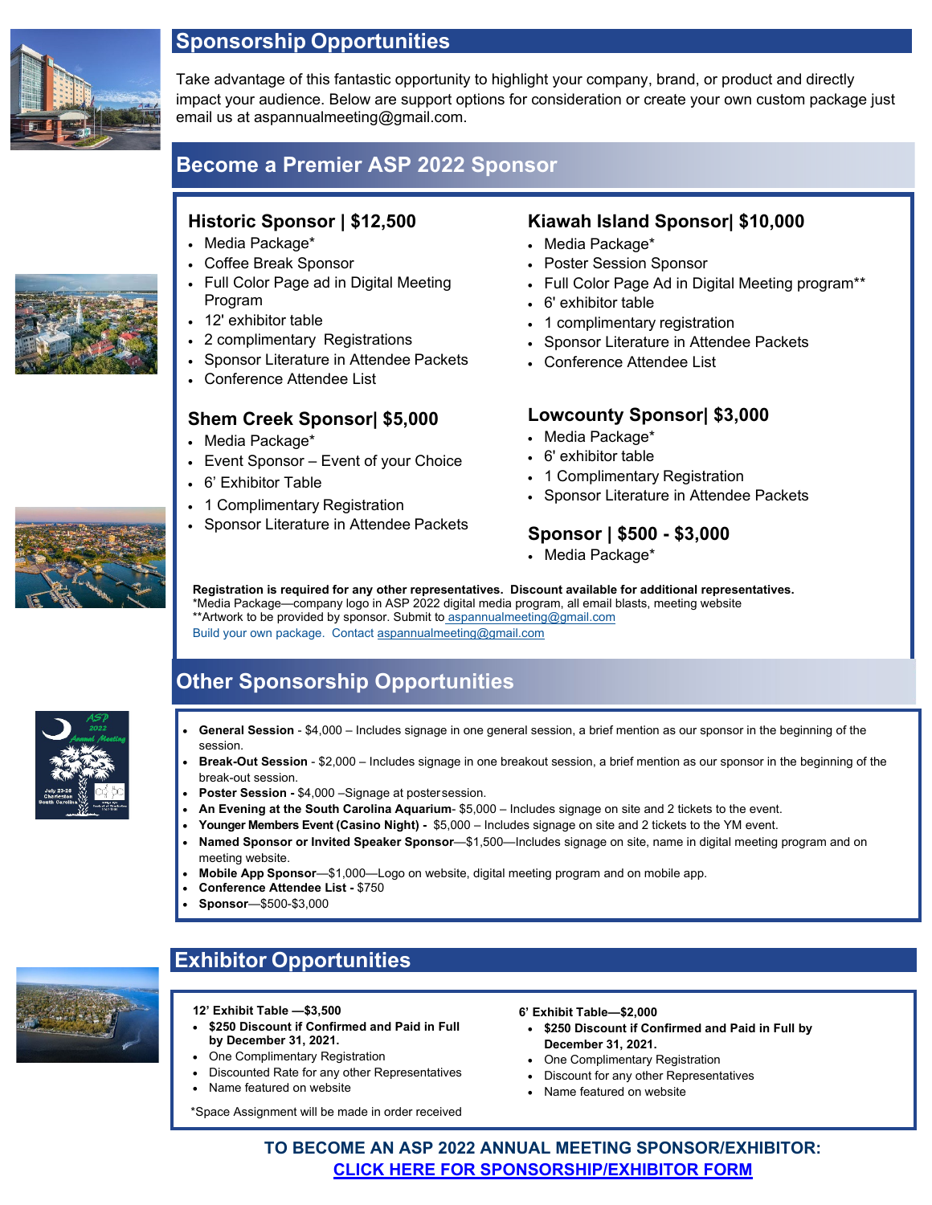## Sponsorship Opportunities

Take advantage of this fantastic opportunity to highlight your company, brand, or product and directly impact your audience. Below are support options for consideration or create your own custom package just email us at aspannualmeeting@gmail.com.

## Become a Premier ASP 2022 Sponsor

### Historic Sponsor | $12,500

- Media Package*
- Coffee Break Sponsor
- Full Color Page ad in Digital Meeting Program
- 12' exhibitor table
- 2 complimentary Registrations
- Sponsor Literature in Attendee Packets
- Conference Attendee List

### Kiawah Island Sponsor| $10,000

- Media Package*
- Poster Session Sponsor
- Full Color Page Ad in Digital Meeting program**
- 6' exhibitor table
- 1 complimentary registration
- Sponsor Literature in Attendee Packets
- Conference Attendee List

### Shem Creek Sponsor| $5,000

- Media Package*
- Event Sponsor – Event of your Choice
- 6' Exhibitor Table
- 1 Complimentary Registration
- Sponsor Literature in Attendee Packets

### Lowcounty Sponsor| $3,000

- Media Package*
- 6' exhibitor table
- 1 Complimentary Registration
- Sponsor Literature in Attendee Packets

### Sponsor | $500 - $3,000

- Media Package*

**Registration is required for any other representatives. Discount available for additional representatives.**

*Media Package—company logo in ASP 2022 digital media program, all email blasts, meeting website

**Artwork to be provided by sponsor. Submit to aspannualmeeting@gmail.com

Build your own package. Contact aspannualmeeting@gmail.com

## Other Sponsorship Opportunities

- **General Session** - $4,000 – Includes signage in one general session, a brief mention as our sponsor in the beginning of the session.
- **Break-Out Session** - $2,000 – Includes signage in one breakout session, a brief mention as our sponsor in the beginning of the break-out session.
- **Poster Session** - $4,000 –Signage at poster session.
- **An Evening at the South Carolina Aquarium**- $5,000 – Includes signage on site and 2 tickets to the event.
- **Younger Members Event (Casino Night)** - $5,000 – Includes signage on site and 2 tickets to the YM event.
- **Named Sponsor or Invited Speaker Sponsor**—$1,500—Includes signage on site, name in digital meeting program and on meeting website.
- **Mobile App Sponsor**—$1,000—Logo on website, digital meeting program and on mobile app.
- **Conference Attendee List** - $750
- **Sponsor**—$500-$3,000

## Exhibitor Opportunities

**12' Exhibit Table —$3,500**

- **$250 Discount if Confirmed and Paid in Full by December 31, 2021.**
- One Complimentary Registration
- Discounted Rate for any other Representatives
- Name featured on website

*Space Assignment will be made in order received

**6' Exhibit Table—$2,000**

- **$250 Discount if Confirmed and Paid in Full by December 31, 2021.**
- One Complimentary Registration
- Discount for any other Representatives
- Name featured on website

**TO BECOME AN ASP 2022 ANNUAL MEETING SPONSOR/EXHIBITOR:**

**CLICK HERE FOR SPONSORSHIP/EXHIBITOR FORM**